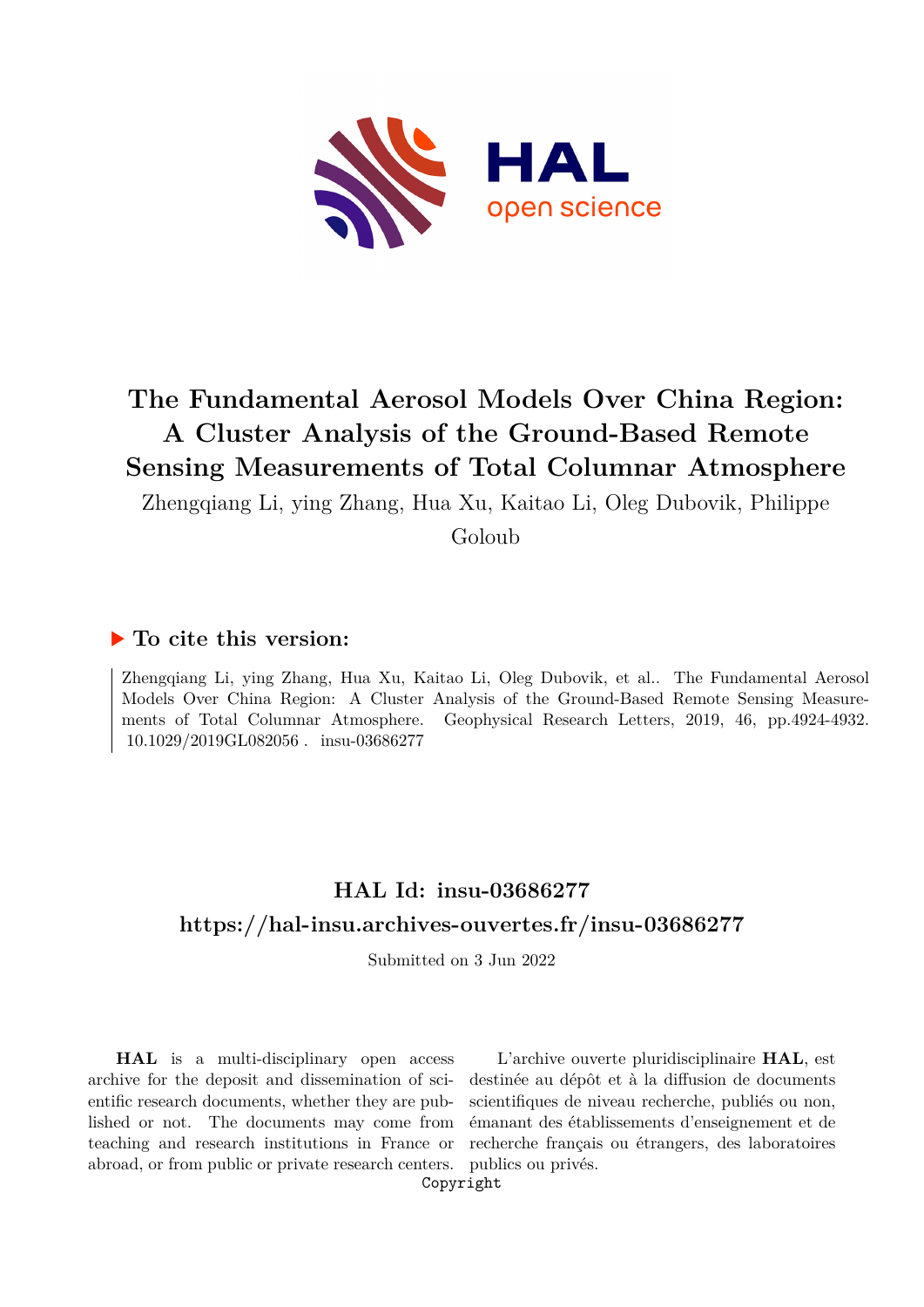# The Fundamental Aerosol Models Over China Region: A Cluster Analysis of the Ground-Based Remote Sensing Measurements of Total Columnar Atmosphere

Zhengqiang Li, ying Zhang, Hua Xu, Kaitao Li, Oleg Dubovik, Philippe Goloub

## ▶ To cite this version:

Zhengqiang Li, ying Zhang, Hua Xu, Kaitao Li, Oleg Dubovik, et al.. The Fundamental Aerosol Models Over China Region: A Cluster Analysis of the Ground-Based Remote Sensing Measurements of Total Columnar Atmosphere. Geophysical Research Letters, 2019, 46, pp.4924-4932. 10.1029/2019GL082056 . insu-03686277

## HAL Id: insu-03686277

## https://hal-insu.archives-ouvertes.fr/insu-03686277

Submitted on 3 Jun 2022

**HAL** is a multi-disciplinary open access archive for the deposit and dissemination of scientific research documents, whether they are published or not. The documents may come from teaching and research institutions in France or abroad, or from public or private research centers.

L'archive ouverte pluridisciplinaire **HAL**, est destinée au dépôt et à la diffusion de documents scientifiques de niveau recherche, publiés ou non, émanant des établissements d'enseignement et de recherche français ou étrangers, des laboratoires publics ou privés.

Copyright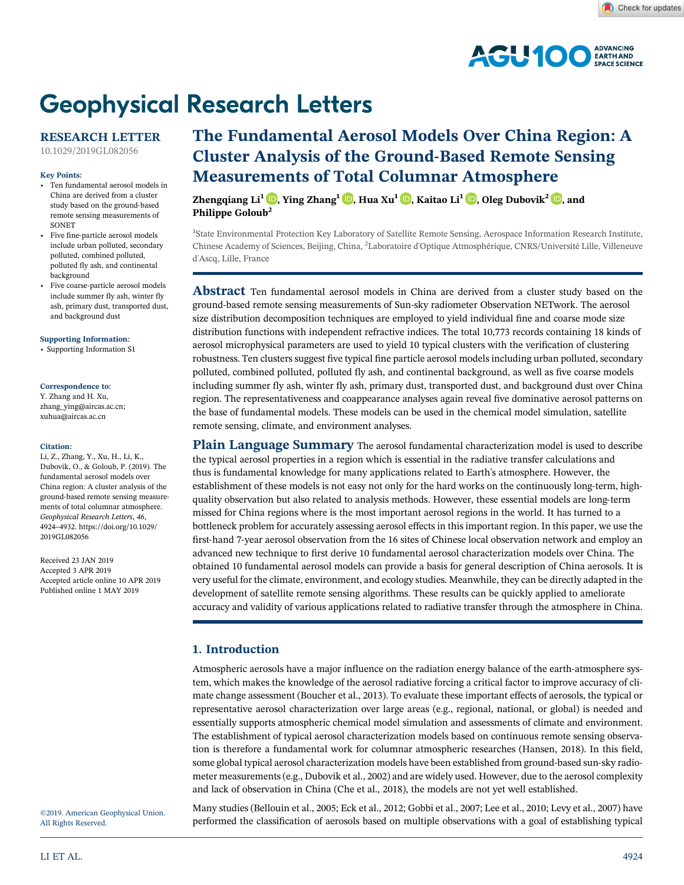# Geophysical Research Letters

RESEARCH LETTER
10.1029/2019GL082056

**Key Points:**

- Ten fundamental aerosol models in China are derived from a cluster study based on the ground-based remote sensing measurements of SONET
- Five fine-particle aerosol models include urban polluted, secondary polluted, combined polluted, polluted fly ash, and continental background
- Five coarse-particle aerosol models include summer fly ash, winter fly ash, primary dust, transported dust, and background dust

**Supporting Information:**

- Supporting Information S1

**Correspondence to:**
Y. Zhang and H. Xu,
zhang_ying@aircas.ac.cn;
xuhua@aircas.ac.cn

**Citation:**
Li, Z., Zhang, Y., Xu, H., Li, K., Dubovik, O., & Goloub, P. (2019). The fundamental aerosol models over China region: A cluster analysis of the ground-based remote sensing measurements of total columnar atmosphere. *Geophysical Research Letters*, *46*, 4924–4932. https://doi.org/10.1029/2019GL082056

Received 23 JAN 2019
Accepted 3 APR 2019
Accepted article online 10 APR 2019
Published online 1 MAY 2019

©2019. American Geophysical Union. All Rights Reserved.

## The Fundamental Aerosol Models Over China Region: A Cluster Analysis of the Ground-Based Remote Sensing Measurements of Total Columnar Atmosphere

**Zhengqiang Li[1], Ying Zhang[1], Hua Xu[1], Kaitao Li[1], Oleg Dubovik[2], and Philippe Goloub[2]**

[1]State Environmental Protection Key Laboratory of Satellite Remote Sensing, Aerospace Information Research Institute, Chinese Academy of Sciences, Beijing, China, [2]Laboratoire d'Optique Atmosphérique, CNRS/Université Lille, Villeneuve d'Ascq, Lille, France

**Abstract** Ten fundamental aerosol models in China are derived from a cluster study based on the ground-based remote sensing measurements of Sun-sky radiometer Observation NETwork. The aerosol size distribution decomposition techniques are employed to yield individual fine and coarse mode size distribution functions with independent refractive indices. The total 10,773 records containing 18 kinds of aerosol microphysical parameters are used to yield 10 typical clusters with the verification of clustering robustness. Ten clusters suggest five typical fine particle aerosol models including urban polluted, secondary polluted, combined polluted, polluted fly ash, and continental background, as well as five coarse models including summer fly ash, winter fly ash, primary dust, transported dust, and background dust over China region. The representativeness and coappearance analyses again reveal five dominative aerosol patterns on the base of fundamental models. These models can be used in the chemical model simulation, satellite remote sensing, climate, and environment analyses.

**Plain Language Summary** The aerosol fundamental characterization model is used to describe the typical aerosol properties in a region which is essential in the radiative transfer calculations and thus is fundamental knowledge for many applications related to Earth's atmosphere. However, the establishment of these models is not easy not only for the hard works on the continuously long-term, high-quality observation but also related to analysis methods. However, these essential models are long-term missed for China regions where is the most important aerosol regions in the world. It has turned to a bottleneck problem for accurately assessing aerosol effects in this important region. In this paper, we use the first-hand 7-year aerosol observation from the 16 sites of Chinese local observation network and employ an advanced new technique to first derive 10 fundamental aerosol characterization models over China. The obtained 10 fundamental aerosol models can provide a basis for general description of China aerosols. It is very useful for the climate, environment, and ecology studies. Meanwhile, they can be directly adapted in the development of satellite remote sensing algorithms. These results can be quickly applied to ameliorate accuracy and validity of various applications related to radiative transfer through the atmosphere in China.

## 1. Introduction

Atmospheric aerosols have a major influence on the radiation energy balance of the earth-atmosphere system, which makes the knowledge of the aerosol radiative forcing a critical factor to improve accuracy of climate change assessment (Boucher et al., 2013). To evaluate these important effects of aerosols, the typical or representative aerosol characterization over large areas (e.g., regional, national, or global) is needed and essentially supports atmospheric chemical model simulation and assessments of climate and environment. The establishment of typical aerosol characterization models based on continuous remote sensing observation is therefore a fundamental work for columnar atmospheric researches (Hansen, 2018). In this field, some global typical aerosol characterization models have been established from ground-based sun-sky radiometer measurements (e.g., Dubovik et al., 2002) and are widely used. However, due to the aerosol complexity and lack of observation in China (Che et al., 2018), the models are not yet well established.

Many studies (Bellouin et al., 2005; Eck et al., 2012; Gobbi et al., 2007; Lee et al., 2010; Levy et al., 2007) have performed the classification of aerosols based on multiple observations with a goal of establishing typical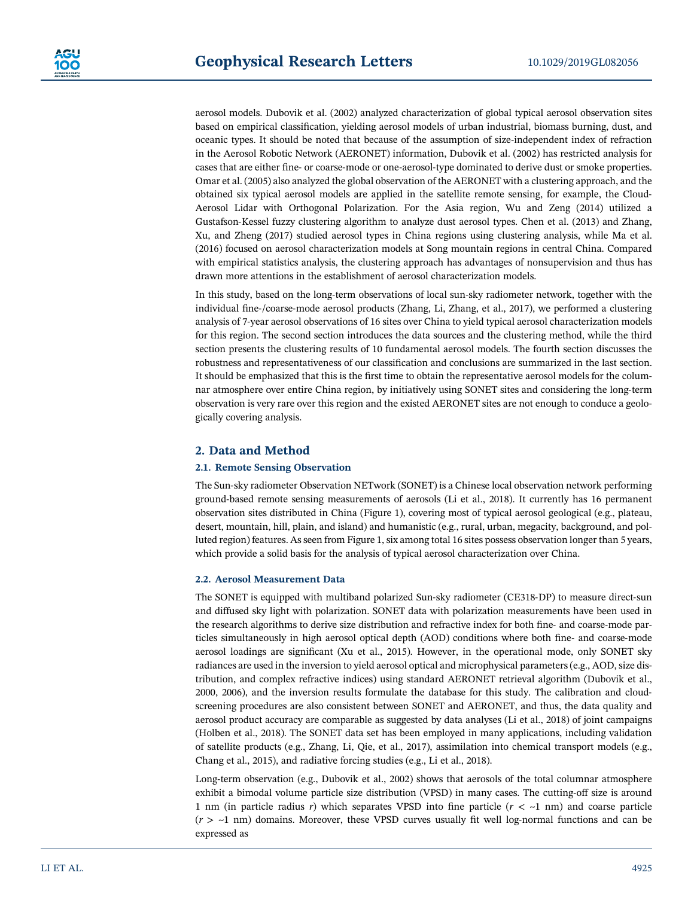aerosol models. Dubovik et al. (2002) analyzed characterization of global typical aerosol observation sites based on empirical classification, yielding aerosol models of urban industrial, biomass burning, dust, and oceanic types. It should be noted that because of the assumption of size-independent index of refraction in the Aerosol Robotic Network (AERONET) information, Dubovik et al. (2002) has restricted analysis for cases that are either fine- or coarse-mode or one-aerosol-type dominated to derive dust or smoke properties. Omar et al. (2005) also analyzed the global observation of the AERONET with a clustering approach, and the obtained six typical aerosol models are applied in the satellite remote sensing, for example, the Cloud-Aerosol Lidar with Orthogonal Polarization. For the Asia region, Wu and Zeng (2014) utilized a Gustafson-Kessel fuzzy clustering algorithm to analyze dust aerosol types. Chen et al. (2013) and Zhang, Xu, and Zheng (2017) studied aerosol types in China regions using clustering analysis, while Ma et al. (2016) focused on aerosol characterization models at Song mountain regions in central China. Compared with empirical statistics analysis, the clustering approach has advantages of nonsupervision and thus has drawn more attentions in the establishment of aerosol characterization models.

In this study, based on the long-term observations of local sun-sky radiometer network, together with the individual fine-/coarse-mode aerosol products (Zhang, Li, Zhang, et al., 2017), we performed a clustering analysis of 7-year aerosol observations of 16 sites over China to yield typical aerosol characterization models for this region. The second section introduces the data sources and the clustering method, while the third section presents the clustering results of 10 fundamental aerosol models. The fourth section discusses the robustness and representativeness of our classification and conclusions are summarized in the last section. It should be emphasized that this is the first time to obtain the representative aerosol models for the columnar atmosphere over entire China region, by initiatively using SONET sites and considering the long-term observation is very rare over this region and the existed AERONET sites are not enough to conduce a geologically covering analysis.

## 2. Data and Method

### 2.1. Remote Sensing Observation

The Sun-sky radiometer Observation NETwork (SONET) is a Chinese local observation network performing ground-based remote sensing measurements of aerosols (Li et al., 2018). It currently has 16 permanent observation sites distributed in China (Figure 1), covering most of typical aerosol geological (e.g., plateau, desert, mountain, hill, plain, and island) and humanistic (e.g., rural, urban, megacity, background, and polluted region) features. As seen from Figure 1, six among total 16 sites possess observation longer than 5 years, which provide a solid basis for the analysis of typical aerosol characterization over China.

### 2.2. Aerosol Measurement Data

The SONET is equipped with multiband polarized Sun-sky radiometer (CE318-DP) to measure direct-sun and diffused sky light with polarization. SONET data with polarization measurements have been used in the research algorithms to derive size distribution and refractive index for both fine- and coarse-mode particles simultaneously in high aerosol optical depth (AOD) conditions where both fine- and coarse-mode aerosol loadings are significant (Xu et al., 2015). However, in the operational mode, only SONET sky radiances are used in the inversion to yield aerosol optical and microphysical parameters (e.g., AOD, size distribution, and complex refractive indices) using standard AERONET retrieval algorithm (Dubovik et al., 2000, 2006), and the inversion results formulate the database for this study. The calibration and cloud-screening procedures are also consistent between SONET and AERONET, and thus, the data quality and aerosol product accuracy are comparable as suggested by data analyses (Li et al., 2018) of joint campaigns (Holben et al., 2018). The SONET data set has been employed in many applications, including validation of satellite products (e.g., Zhang, Li, Qie, et al., 2017), assimilation into chemical transport models (e.g., Chang et al., 2015), and radiative forcing studies (e.g., Li et al., 2018).

Long-term observation (e.g., Dubovik et al., 2002) shows that aerosols of the total columnar atmosphere exhibit a bimodal volume particle size distribution (VPSD) in many cases. The cutting-off size is around 1 nm (in particle radius $r$) which separates VPSD into fine particle ($r <$ ~1 nm) and coarse particle ($r >$ ~1 nm) domains. Moreover, these VPSD curves usually fit well log-normal functions and can be expressed as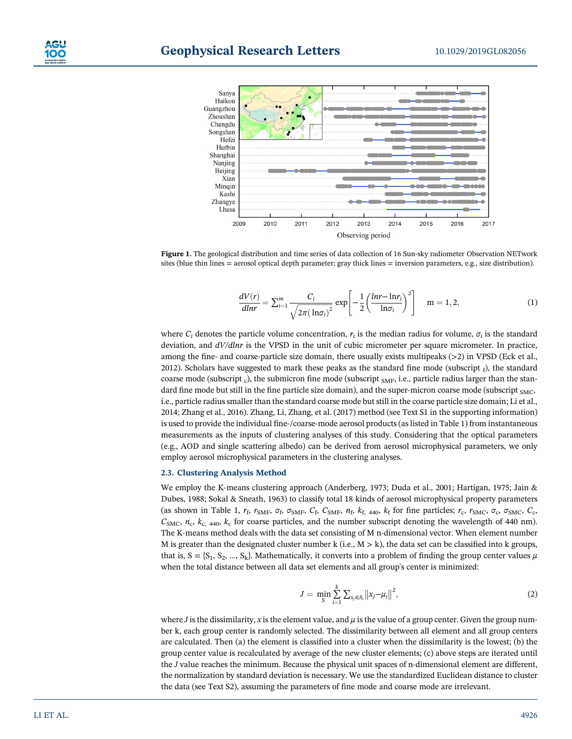Sanya
Haikou
Guangzhou
Zhoushan
Chengdu
Songshan
Hefei
Harbin
Shanghai
Nanjing
Beijing
Xian
Minqin
Kashi
Zhangye
Lhasa

2009 2010 2011 2012 2013 2014 2015 2016 2017

Observing period

**Figure 1.** The geological distribution and time series of data collection of 16 Sun-sky radiometer Observation NETwork sites (blue thin lines = aerosol optical depth parameter; gray thick lines = inversion parameters, e.g., size distribution).

$$\frac{dV(r)}{dlnr} = \sum_{i=1}^{m} \frac{C_i}{\sqrt{2\pi(\ln\sigma_i)^2}} \exp\left[-\frac{1}{2}\left(\frac{lnr - \ln r_i}{\ln\sigma_i}\right)^2\right] \quad m = 1, 2, \tag{1}$$

where $C_i$ denotes the particle volume concentration, $r_i$ is the median radius for volume, $\sigma_i$ is the standard deviation, and $dV/dlnr$ is the VPSD in the unit of cubic micrometer per square micrometer. In practice, among the fine- and coarse-particle size domain, there usually exists multipeaks (>2) in VPSD (Eck et al., 2012). Scholars have suggested to mark these peaks as the standard fine mode (subscript $_f$), the standard coarse mode (subscript $_c$), the submicron fine mode (subscript $_{SMF}$, i.e., particle radius larger than the standard fine mode but still in the fine particle size domain), and the super-micron coarse mode (subscript $_{SMC}$, i.e., particle radius smaller than the standard coarse mode but still in the coarse particle size domain; Li et al., 2014; Zhang et al., 2016). Zhang, Li, Zhang, et al. (2017) method (see Text S1 in the supporting information) is used to provide the individual fine-/coarse-mode aerosol products (as listed in Table 1) from instantaneous measurements as the inputs of clustering analyses of this study. Considering that the optical parameters (e.g., AOD and single scattering albedo) can be derived from aerosol microphysical parameters, we only employ aerosol microphysical parameters in the clustering analyses.

### 2.3. Clustering Analysis Method

We employ the K-means clustering approach (Anderberg, 1973; Duda et al., 2001; Hartigan, 1975; Jain & Dubes, 1988; Sokal & Sneath, 1963) to classify total 18 kinds of aerosol microphysical property parameters (as shown in Table 1, $r_f$, $r_{SMF}$, $\sigma_f$, $\sigma_{SMF}$, $C_f$, $C_{SMF}$, $n_f$, $k_{f,\ 440}$, $k_f$ for fine particles; $r_c$, $r_{SMC}$, $\sigma_c$, $\sigma_{SMC}$, $C_c$, $C_{SMC}$, $n_c$, $k_{c,\ 440}$, $k_c$ for coarse particles, and the number subscript denoting the wavelength of 440 nm). The K-means method deals with the data set consisting of M n-dimensional vector. When element number M is greater than the designated cluster number k (i.e., M > k), the data set can be classified into k groups, that is, S = {$S_1$, $S_2$, ..., $S_k$}. Mathematically, it converts into a problem of finding the group center values $\mu$ when the total distance between all data set elements and all group's center is minimized:

$$J = \min_{S} \sum_{i=1}^{k} \sum_{x_j \in S_i} \left\| x_j - \mu_i \right\|^2, \tag{2}$$

where $J$ is the dissimilarity, $x$ is the element value, and $\mu$ is the value of a group center. Given the group number k, each group center is randomly selected. The dissimilarity between all element and all group centers are calculated. Then (a) the element is classified into a cluster when the dissimilarity is the lowest; (b) the group center value is recalculated by average of the new cluster elements; (c) above steps are iterated until the $J$ value reaches the minimum. Because the physical unit spaces of n-dimensional element are different, the normalization by standard deviation is necessary. We use the standardized Euclidean distance to cluster the data (see Text S2), assuming the parameters of fine mode and coarse mode are irrelevant.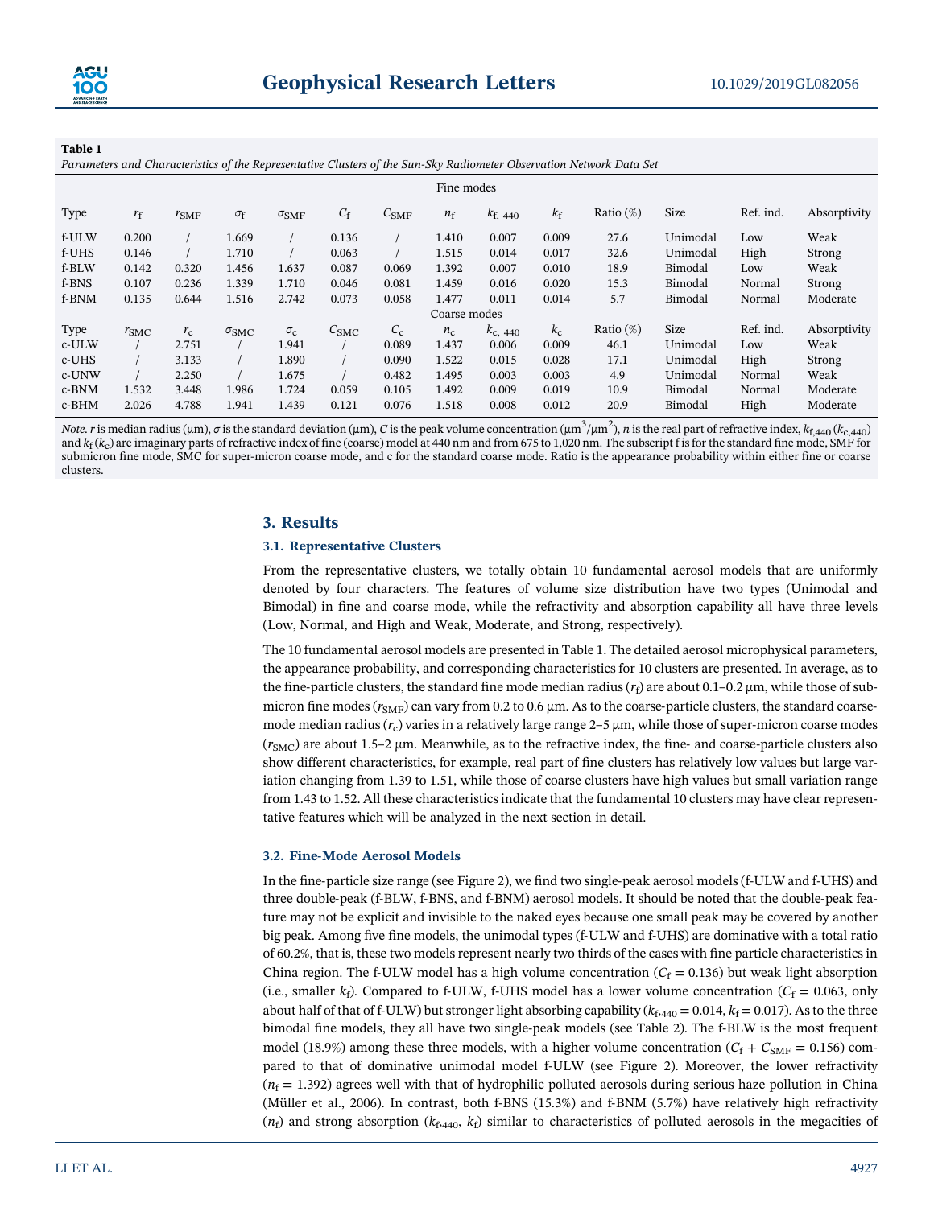**Table 1**

*Parameters and Characteristics of the Representative Clusters of the Sun-Sky Radiometer Observation Network Data Set*

| | | | | | | | Fine modes | | | | | | |
|---|---|---|---|---|---|---|---|---|---|---|---|---|---|
| Type | $r_f$ | $r_{SMF}$ | $\sigma_f$ | $\sigma_{SMF}$ | $C_f$ | $C_{SMF}$ | $n_f$ | $k_{f,\ 440}$ | $k_f$ | Ratio (%) | Size | Ref. ind. | Absorptivity |
| f-ULW | 0.200 | / | 1.669 | / | 0.136 | / | 1.410 | 0.007 | 0.009 | 27.6 | Unimodal | Low | Weak |
| f-UHS | 0.146 | / | 1.710 | / | 0.063 | / | 1.515 | 0.014 | 0.017 | 32.6 | Unimodal | High | Strong |
| f-BLW | 0.142 | 0.320 | 1.456 | 1.637 | 0.087 | 0.069 | 1.392 | 0.007 | 0.010 | 18.9 | Bimodal | Low | Weak |
| f-BNS | 0.107 | 0.236 | 1.339 | 1.710 | 0.046 | 0.081 | 1.459 | 0.016 | 0.020 | 15.3 | Bimodal | Normal | Strong |
| f-BNM | 0.135 | 0.644 | 1.516 | 2.742 | 0.073 | 0.058 | 1.477 | 0.011 | 0.014 | 5.7 | Bimodal | Normal | Moderate |
| | | | | | | | Coarse modes | | | | | | |
| Type | $r_{SMC}$ | $r_c$ | $\sigma_{SMC}$ | $\sigma_c$ | $C_{SMC}$ | $C_c$ | $n_c$ | $k_{c,\ 440}$ | $k_c$ | Ratio (%) | Size | Ref. ind. | Absorptivity |
| c-ULW | / | 2.751 | / | 1.941 | / | 0.089 | 1.437 | 0.006 | 0.009 | 46.1 | Unimodal | Low | Weak |
| c-UHS | / | 3.133 | / | 1.890 | / | 0.090 | 1.522 | 0.015 | 0.028 | 17.1 | Unimodal | High | Strong |
| c-UNW | / | 2.250 | / | 1.675 | / | 0.482 | 1.495 | 0.003 | 0.003 | 4.9 | Unimodal | Normal | Weak |
| c-BNM | 1.532 | 3.448 | 1.986 | 1.724 | 0.059 | 0.105 | 1.492 | 0.009 | 0.019 | 10.9 | Bimodal | Normal | Moderate |
| c-BHM | 2.026 | 4.788 | 1.941 | 1.439 | 0.121 | 0.076 | 1.518 | 0.008 | 0.012 | 20.9 | Bimodal | High | Moderate |

*Note.* $r$ is median radius (μm), $\sigma$ is the standard deviation (μm), $C$ is the peak volume concentration (μm$^3$/μm$^2$), $n$ is the real part of refractive index, $k_{f,440}$ ($k_{c,440}$) and $k_f$ ($k_c$) are imaginary parts of refractive index of fine (coarse) model at 440 nm and from 675 to 1,020 nm. The subscript f is for the standard fine mode, SMF for submicron fine mode, SMC for super-micron coarse mode, and c for the standard coarse mode. Ratio is the appearance probability within either fine or coarse clusters.

## 3. Results

### 3.1. Representative Clusters

From the representative clusters, we totally obtain 10 fundamental aerosol models that are uniformly denoted by four characters. The features of volume size distribution have two types (Unimodal and Bimodal) in fine and coarse mode, while the refractivity and absorption capability all have three levels (Low, Normal, and High and Weak, Moderate, and Strong, respectively).

The 10 fundamental aerosol models are presented in Table 1. The detailed aerosol microphysical parameters, the appearance probability, and corresponding characteristics for 10 clusters are presented. In average, as to the fine-particle clusters, the standard fine mode median radius ($r_f$) are about 0.1–0.2 μm, while those of submicron fine modes ($r_{SMF}$) can vary from 0.2 to 0.6 μm. As to the coarse-particle clusters, the standard coarse-mode median radius ($r_c$) varies in a relatively large range 2–5 μm, while those of super-micron coarse modes ($r_{SMC}$) are about 1.5–2 μm. Meanwhile, as to the refractive index, the fine- and coarse-particle clusters also show different characteristics, for example, real part of fine clusters has relatively low values but large variation changing from 1.39 to 1.51, while those of coarse clusters have high values but small variation range from 1.43 to 1.52. All these characteristics indicate that the fundamental 10 clusters may have clear representative features which will be analyzed in the next section in detail.

### 3.2. Fine-Mode Aerosol Models

In the fine-particle size range (see Figure 2), we find two single-peak aerosol models (f-ULW and f-UHS) and three double-peak (f-BLW, f-BNS, and f-BNM) aerosol models. It should be noted that the double-peak feature may not be explicit and invisible to the naked eyes because one small peak may be covered by another big peak. Among five fine models, the unimodal types (f-ULW and f-UHS) are dominative with a total ratio of 60.2%, that is, these two models represent nearly two thirds of the cases with fine particle characteristics in China region. The f-ULW model has a high volume concentration ($C_f$ = 0.136) but weak light absorption (i.e., smaller $k_f$). Compared to f-ULW, f-UHS model has a lower volume concentration ($C_f$ = 0.063, only about half of that of f-ULW) but stronger light absorbing capability ($k_{f,440}$ = 0.014, $k_f$ = 0.017). As to the three bimodal fine models, they all have two single-peak models (see Table 2). The f-BLW is the most frequent model (18.9%) among these three models, with a higher volume concentration ($C_f + C_{SMF}$ = 0.156) compared to that of dominative unimodal model f-ULW (see Figure 2). Moreover, the lower refractivity ($n_f$ = 1.392) agrees well with that of hydrophilic polluted aerosols during serious haze pollution in China (Müller et al., 2006). In contrast, both f-BNS (15.3%) and f-BNM (5.7%) have relatively high refractivity ($n_f$) and strong absorption ($k_{f,440}$, $k_f$) similar to characteristics of polluted aerosols in the megacities of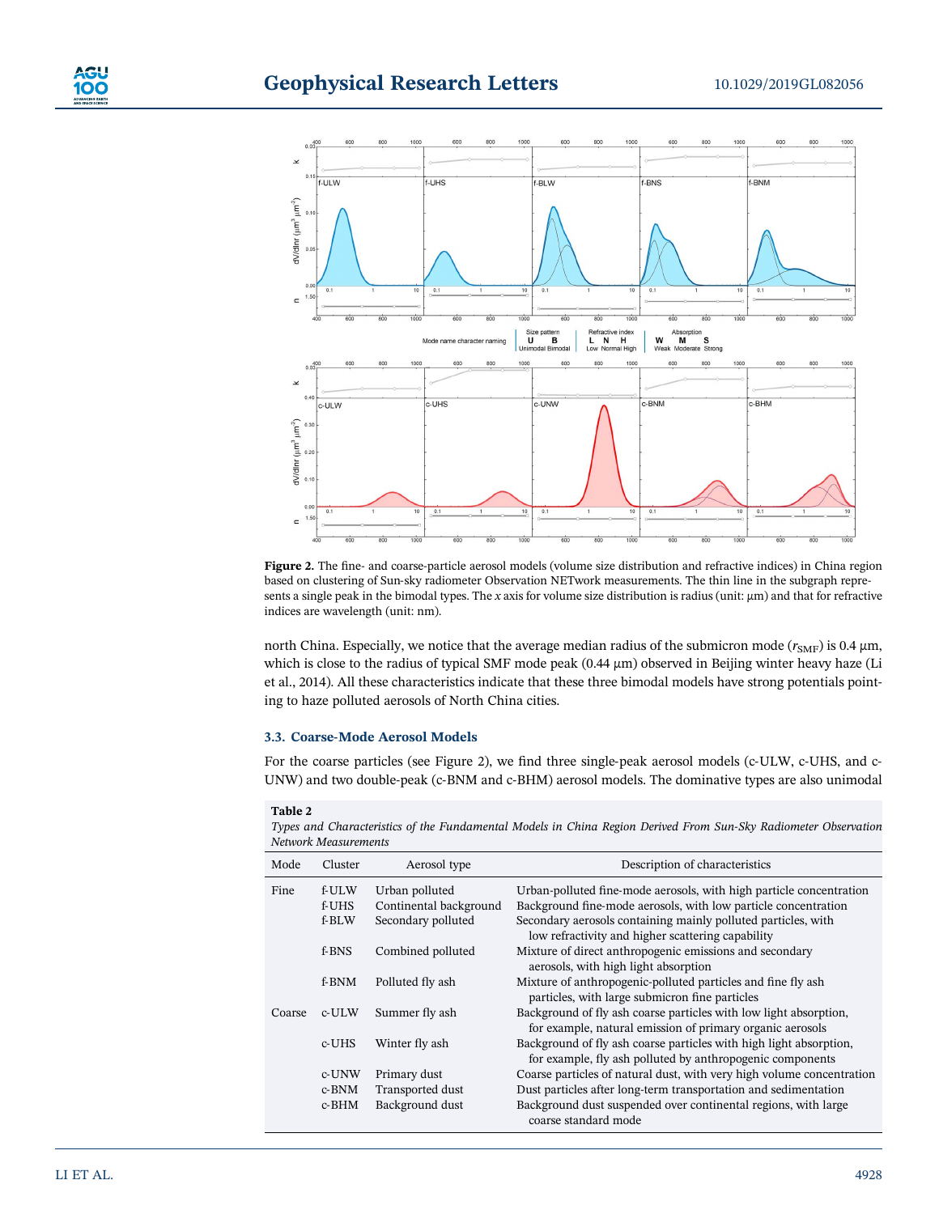400 600 800 1000 600 800 1000 600 800 1000 600 800 1000 600 800 1000

k

0.03

0.15

f-ULW f-UHS f-BLW f-BNS f-BNM

dV/dlnr (μm³ μm⁻²)

0.10

0.05

0.00

0.1 1 10

n

1.50

Mode name character naming

Size pattern
U B
Unimodal Bimodal

Refractive index
L N H
Low Normal High

Absorption
W M S
Weak Moderate Strong

k

0.03

0.40

c-ULW c-UHS c-UNW c-BNM c-BHM

dV/dlnr (μm³ μm⁻²)

0.30

0.20

0.10

0.00

n

1.50

**Figure 2.** The fine- and coarse-particle aerosol models (volume size distribution and refractive indices) in China region based on clustering of Sun-sky radiometer Observation NETwork measurements. The thin line in the subgraph represents a single peak in the bimodal types. The *x* axis for volume size distribution is radius (unit: μm) and that for refractive indices are wavelength (unit: nm).

north China. Especially, we notice that the average median radius of the submicron mode ($r_{SMF}$) is 0.4 μm, which is close to the radius of typical SMF mode peak (0.44 μm) observed in Beijing winter heavy haze (Li et al., 2014). All these characteristics indicate that these three bimodal models have strong potentials pointing to haze polluted aerosols of North China cities.

### 3.3. Coarse-Mode Aerosol Models

For the coarse particles (see Figure 2), we find three single-peak aerosol models (c-ULW, c-UHS, and c-UNW) and two double-peak (c-BNM and c-BHM) aerosol models. The dominative types are also unimodal

**Table 2**
*Types and Characteristics of the Fundamental Models in China Region Derived From Sun-Sky Radiometer Observation Network Measurements*

| Mode | Cluster | Aerosol type | Description of characteristics |
|---|---|---|---|
| Fine | f-ULW | Urban polluted | Urban-polluted fine-mode aerosols, with high particle concentration |
| | f-UHS | Continental background | Background fine-mode aerosols, with low particle concentration |
| | f-BLW | Secondary polluted | Secondary aerosols containing mainly polluted particles, with low refractivity and higher scattering capability |
| | f-BNS | Combined polluted | Mixture of direct anthropogenic emissions and secondary aerosols, with high light absorption |
| | f-BNM | Polluted fly ash | Mixture of anthropogenic-polluted particles and fine fly ash particles, with large submicron fine particles |
| Coarse | c-ULW | Summer fly ash | Background of fly ash coarse particles with low light absorption, for example, natural emission of primary organic aerosols |
| | c-UHS | Winter fly ash | Background of fly ash coarse particles with high light absorption, for example, fly ash polluted by anthropogenic components |
| | c-UNW | Primary dust | Coarse particles of natural dust, with very high volume concentration |
| | c-BNM | Transported dust | Dust particles after long-term transportation and sedimentation |
| | c-BHM | Background dust | Background dust suspended over continental regions, with large coarse standard mode |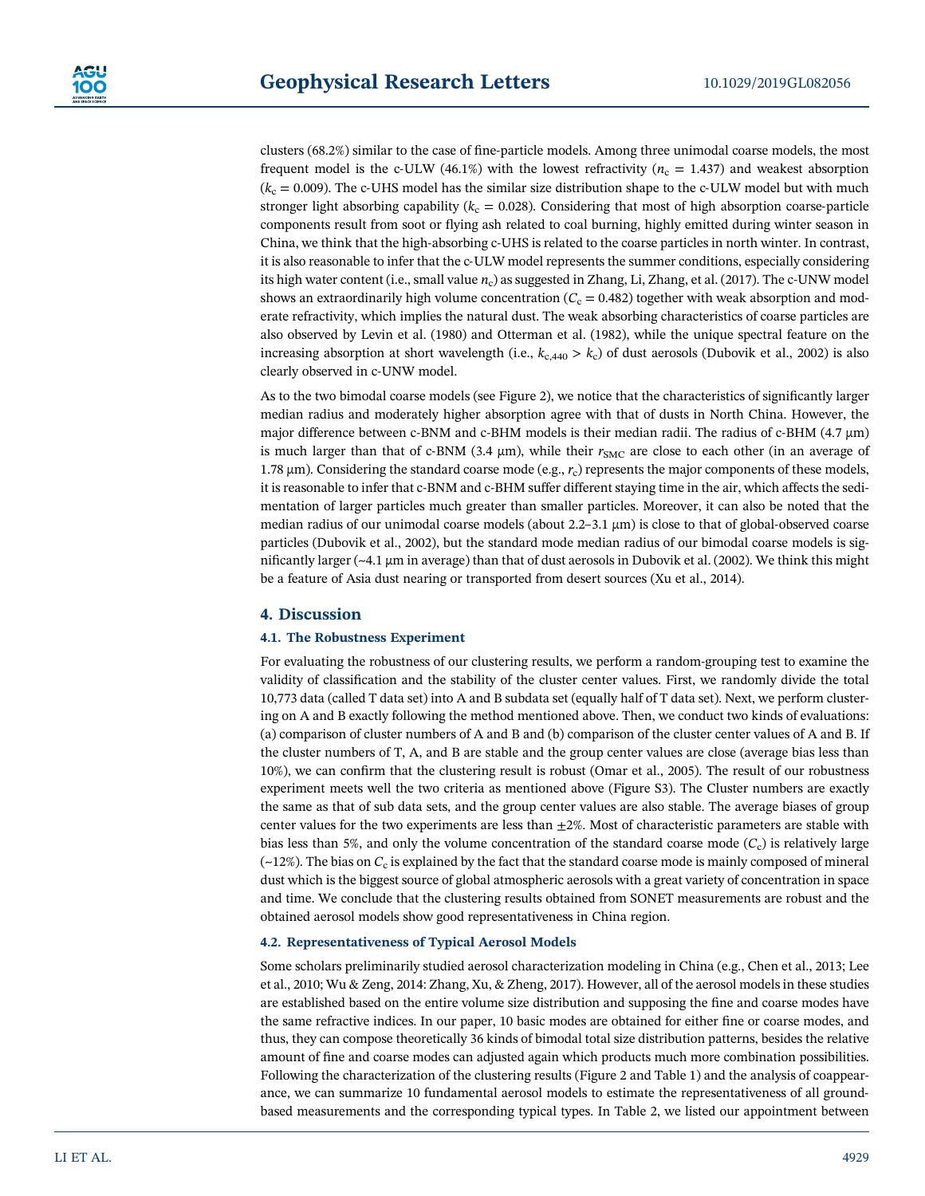clusters (68.2%) similar to the case of fine-particle models. Among three unimodal coarse models, the most frequent model is the c-ULW (46.1%) with the lowest refractivity ($n_c = 1.437$) and weakest absorption ($k_c = 0.009$). The c-UHS model has the similar size distribution shape to the c-ULW model but with much stronger light absorbing capability ($k_c = 0.028$). Considering that most of high absorption coarse-particle components result from soot or flying ash related to coal burning, highly emitted during winter season in China, we think that the high-absorbing c-UHS is related to the coarse particles in north winter. In contrast, it is also reasonable to infer that the c-ULW model represents the summer conditions, especially considering its high water content (i.e., small value $n_c$) as suggested in Zhang, Li, Zhang, et al. (2017). The c-UNW model shows an extraordinarily high volume concentration ($C_c = 0.482$) together with weak absorption and moderate refractivity, which implies the natural dust. The weak absorbing characteristics of coarse particles are also observed by Levin et al. (1980) and Otterman et al. (1982), while the unique spectral feature on the increasing absorption at short wavelength (i.e., $k_{c,440} > k_c$) of dust aerosols (Dubovik et al., 2002) is also clearly observed in c-UNW model.

As to the two bimodal coarse models (see Figure 2), we notice that the characteristics of significantly larger median radius and moderately higher absorption agree with that of dusts in North China. However, the major difference between c-BNM and c-BHM models is their median radii. The radius of c-BHM (4.7 μm) is much larger than that of c-BNM (3.4 μm), while their $r_{SMC}$ are close to each other (in an average of 1.78 μm). Considering the standard coarse mode (e.g., $r_c$) represents the major components of these models, it is reasonable to infer that c-BNM and c-BHM suffer different staying time in the air, which affects the sedimentation of larger particles much greater than smaller particles. Moreover, it can also be noted that the median radius of our unimodal coarse models (about 2.2–3.1 μm) is close to that of global-observed coarse particles (Dubovik et al., 2002), but the standard mode median radius of our bimodal coarse models is significantly larger (~4.1 μm in average) than that of dust aerosols in Dubovik et al. (2002). We think this might be a feature of Asia dust nearing or transported from desert sources (Xu et al., 2014).

## 4. Discussion

### 4.1. The Robustness Experiment

For evaluating the robustness of our clustering results, we perform a random-grouping test to examine the validity of classification and the stability of the cluster center values. First, we randomly divide the total 10,773 data (called T data set) into A and B subdata set (equally half of T data set). Next, we perform clustering on A and B exactly following the method mentioned above. Then, we conduct two kinds of evaluations: (a) comparison of cluster numbers of A and B and (b) comparison of the cluster center values of A and B. If the cluster numbers of T, A, and B are stable and the group center values are close (average bias less than 10%), we can confirm that the clustering result is robust (Omar et al., 2005). The result of our robustness experiment meets well the two criteria as mentioned above (Figure S3). The Cluster numbers are exactly the same as that of sub data sets, and the group center values are also stable. The average biases of group center values for the two experiments are less than ±2%. Most of characteristic parameters are stable with bias less than 5%, and only the volume concentration of the standard coarse mode ($C_c$) is relatively large (~12%). The bias on $C_c$ is explained by the fact that the standard coarse mode is mainly composed of mineral dust which is the biggest source of global atmospheric aerosols with a great variety of concentration in space and time. We conclude that the clustering results obtained from SONET measurements are robust and the obtained aerosol models show good representativeness in China region.

### 4.2. Representativeness of Typical Aerosol Models

Some scholars preliminarily studied aerosol characterization modeling in China (e.g., Chen et al., 2013; Lee et al., 2010; Wu & Zeng, 2014: Zhang, Xu, & Zheng, 2017). However, all of the aerosol models in these studies are established based on the entire volume size distribution and supposing the fine and coarse modes have the same refractive indices. In our paper, 10 basic modes are obtained for either fine or coarse modes, and thus, they can compose theoretically 36 kinds of bimodal total size distribution patterns, besides the relative amount of fine and coarse modes can adjusted again which products much more combination possibilities. Following the characterization of the clustering results (Figure 2 and Table 1) and the analysis of coappearance, we can summarize 10 fundamental aerosol models to estimate the representativeness of all ground-based measurements and the corresponding typical types. In Table 2, we listed our appointment between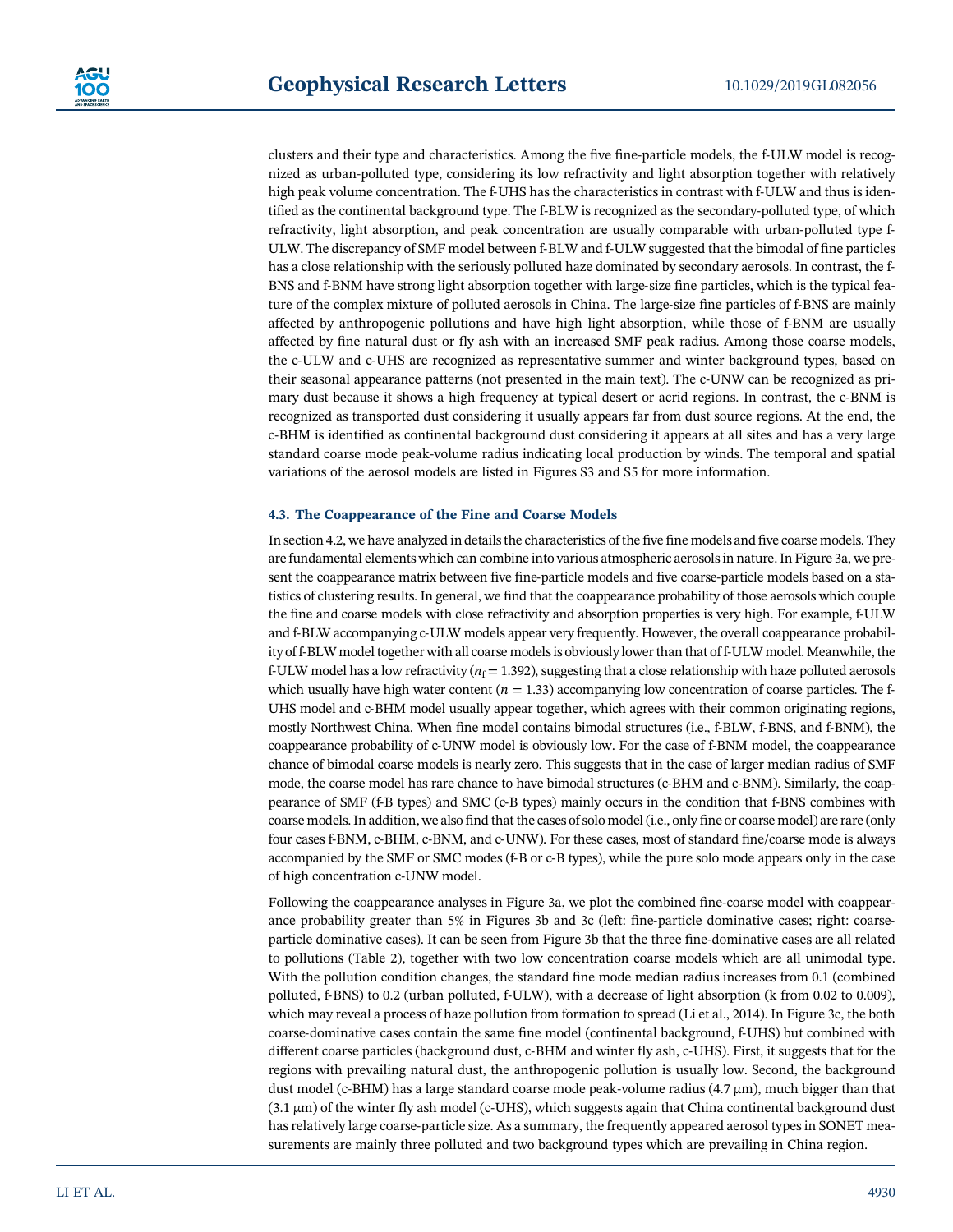clusters and their type and characteristics. Among the five fine-particle models, the f-ULW model is recognized as urban-polluted type, considering its low refractivity and light absorption together with relatively high peak volume concentration. The f-UHS has the characteristics in contrast with f-ULW and thus is identified as the continental background type. The f-BLW is recognized as the secondary-polluted type, of which refractivity, light absorption, and peak concentration are usually comparable with urban-polluted type f-ULW. The discrepancy of SMF model between f-BLW and f-ULW suggested that the bimodal of fine particles has a close relationship with the seriously polluted haze dominated by secondary aerosols. In contrast, the f-BNS and f-BNM have strong light absorption together with large-size fine particles, which is the typical feature of the complex mixture of polluted aerosols in China. The large-size fine particles of f-BNS are mainly affected by anthropogenic pollutions and have high light absorption, while those of f-BNM are usually affected by fine natural dust or fly ash with an increased SMF peak radius. Among those coarse models, the c-ULW and c-UHS are recognized as representative summer and winter background types, based on their seasonal appearance patterns (not presented in the main text). The c-UNW can be recognized as primary dust because it shows a high frequency at typical desert or acrid regions. In contrast, the c-BNM is recognized as transported dust considering it usually appears far from dust source regions. At the end, the c-BHM is identified as continental background dust considering it appears at all sites and has a very large standard coarse mode peak-volume radius indicating local production by winds. The temporal and spatial variations of the aerosol models are listed in Figures S3 and S5 for more information.

### 4.3. The Coappearance of the Fine and Coarse Models

In section 4.2, we have analyzed in details the characteristics of the five fine models and five coarse models. They are fundamental elements which can combine into various atmospheric aerosols in nature. In Figure 3a, we present the coappearance matrix between five fine-particle models and five coarse-particle models based on a statistics of clustering results. In general, we find that the coappearance probability of those aerosols which couple the fine and coarse models with close refractivity and absorption properties is very high. For example, f-ULW and f-BLW accompanying c-ULW models appear very frequently. However, the overall coappearance probability of f-BLW model together with all coarse models is obviously lower than that of f-ULW model. Meanwhile, the f-ULW model has a low refractivity ($n_f = 1.392$), suggesting that a close relationship with haze polluted aerosols which usually have high water content ($n = 1.33$) accompanying low concentration of coarse particles. The f-UHS model and c-BHM model usually appear together, which agrees with their common originating regions, mostly Northwest China. When fine model contains bimodal structures (i.e., f-BLW, f-BNS, and f-BNM), the coappearance probability of c-UNW model is obviously low. For the case of f-BNM model, the coappearance chance of bimodal coarse models is nearly zero. This suggests that in the case of larger median radius of SMF mode, the coarse model has rare chance to have bimodal structures (c-BHM and c-BNM). Similarly, the coappearance of SMF (f-B types) and SMC (c-B types) mainly occurs in the condition that f-BNS combines with coarse models. In addition, we also find that the cases of solo model (i.e., only fine or coarse model) are rare (only four cases f-BNM, c-BHM, c-BNM, and c-UNW). For these cases, most of standard fine/coarse mode is always accompanied by the SMF or SMC modes (f-B or c-B types), while the pure solo mode appears only in the case of high concentration c-UNW model.

Following the coappearance analyses in Figure 3a, we plot the combined fine-coarse model with coappearance probability greater than 5% in Figures 3b and 3c (left: fine-particle dominative cases; right: coarse-particle dominative cases). It can be seen from Figure 3b that the three fine-dominative cases are all related to pollutions (Table 2), together with two low concentration coarse models which are all unimodal type. With the pollution condition changes, the standard fine mode median radius increases from 0.1 (combined polluted, f-BNS) to 0.2 (urban polluted, f-ULW), with a decrease of light absorption (k from 0.02 to 0.009), which may reveal a process of haze pollution from formation to spread (Li et al., 2014). In Figure 3c, the both coarse-dominative cases contain the same fine model (continental background, f-UHS) but combined with different coarse particles (background dust, c-BHM and winter fly ash, c-UHS). First, it suggests that for the regions with prevailing natural dust, the anthropogenic pollution is usually low. Second, the background dust model (c-BHM) has a large standard coarse mode peak-volume radius (4.7 μm), much bigger than that (3.1 μm) of the winter fly ash model (c-UHS), which suggests again that China continental background dust has relatively large coarse-particle size. As a summary, the frequently appeared aerosol types in SONET measurements are mainly three polluted and two background types which are prevailing in China region.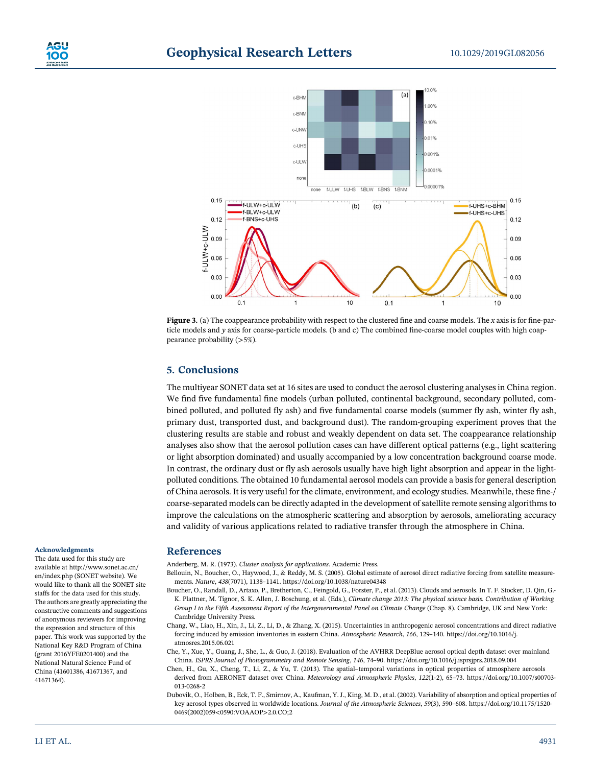(a)

c-BHM
c-BNM
c-UNW
c-UHS
c-ULW
none

none f-ULW f-UHS f-BLW f-BNS f-BNM

10.0%
1.00%
0.10%
0.01%
0.001%
0.0001%
0.00001%

(b)

f-ULW+c-ULW
f-BLW+c-ULW
f-BNS+c-UHS

f-ULW+c-ULW

0.15
0.12
0.09
0.06
0.03
0.00

0.1 1 10

(c)

f-UHS+c-BHM
f-UHS+c-UHS

0.15
0.12
0.09
0.06
0.03
0.00

0.1 1 10

**Figure 3.** (a) The coappearance probability with respect to the clustered fine and coarse models. The *x* axis is for fine-particle models and *y* axis for coarse-particle models. (b and c) The combined fine-coarse model couples with high coappearance probability (>5%).

## 5. Conclusions

The multiyear SONET data set at 16 sites are used to conduct the aerosol clustering analyses in China region. We find five fundamental fine models (urban polluted, continental background, secondary polluted, combined polluted, and polluted fly ash) and five fundamental coarse models (summer fly ash, winter fly ash, primary dust, transported dust, and background dust). The random-grouping experiment proves that the clustering results are stable and robust and weakly dependent on data set. The coappearance relationship analyses also show that the aerosol pollution cases can have different optical patterns (e.g., light scattering or light absorption dominated) and usually accompanied by a low concentration background coarse mode. In contrast, the ordinary dust or fly ash aerosols usually have high light absorption and appear in the light-polluted conditions. The obtained 10 fundamental aerosol models can provide a basis for general description of China aerosols. It is very useful for the climate, environment, and ecology studies. Meanwhile, these fine-/coarse-separated models can be directly adapted in the development of satellite remote sensing algorithms to improve the calculations on the atmospheric scattering and absorption by aerosols, ameliorating accuracy and validity of various applications related to radiative transfer through the atmosphere in China.

### Acknowledgments

The data used for this study are available at http://www.sonet.ac.cn/en/index.php (SONET website). We would like to thank all the SONET site staffs for the data used for this study. The authors are greatly appreciating the constructive comments and suggestions of anonymous reviewers for improving the expression and structure of this paper. This work was supported by the National Key R&D Program of China (grant 2016YFE0201400) and the National Natural Science Fund of China (41601386, 41671367, and 41671364).

## References

Anderberg, M. R. (1973). *Cluster analysis for applications*. Academic Press.

Bellouin, N., Boucher, O., Haywood, J., & Reddy, M. S. (2005). Global estimate of aerosol direct radiative forcing from satellite measurements. *Nature*, *438*(7071), 1138–1141. https://doi.org/10.1038/nature04348

Boucher, O., Randall, D., Artaxo, P., Bretherton, C., Feingold, G., Forster, P., et al. (2013). Clouds and aerosols. In T. F. Stocker, D. Qin, G.-K. Plattner, M. Tignor, S. K. Allen, J. Boschung, et al. (Eds.), *Climate change 2013: The physical science basis. Contribution of Working Group I to the Fifth Assessment Report of the Intergovernmental Panel on Climate Change* (Chap. 8). Cambridge, UK and New York: Cambridge University Press.

Chang, W., Liao, H., Xin, J., Li, Z., Li, D., & Zhang, X. (2015). Uncertainties in anthropogenic aerosol concentrations and direct radiative forcing induced by emission inventories in eastern China. *Atmospheric Research*, *166*, 129–140. https://doi.org/10.1016/j.atmosres.2015.06.021

Che, Y., Xue, Y., Guang, J., She, L., & Guo, J. (2018). Evaluation of the AVHRR DeepBlue aerosol optical depth dataset over mainland China. *ISPRS Journal of Photogrammetry and Remote Sensing*, *146*, 74–90. https://doi.org/10.1016/j.isprsjprs.2018.09.004

Chen, H., Gu, X., Cheng, T., Li, Z., & Yu, T. (2013). The spatial–temporal variations in optical properties of atmosphere aerosols derived from AERONET dataset over China. *Meteorology and Atmospheric Physics*, *122*(1-2), 65–73. https://doi.org/10.1007/s00703-013-0268-2

Dubovik, O., Holben, B., Eck, T. F., Smirnov, A., Kaufman, Y. J., King, M. D., et al. (2002). Variability of absorption and optical properties of key aerosol types observed in worldwide locations. *Journal of the Atmospheric Sciences*, *59*(3), 590–608. https://doi.org/10.1175/1520-0469(2002)059<0590:VOAAOP>2.0.CO;2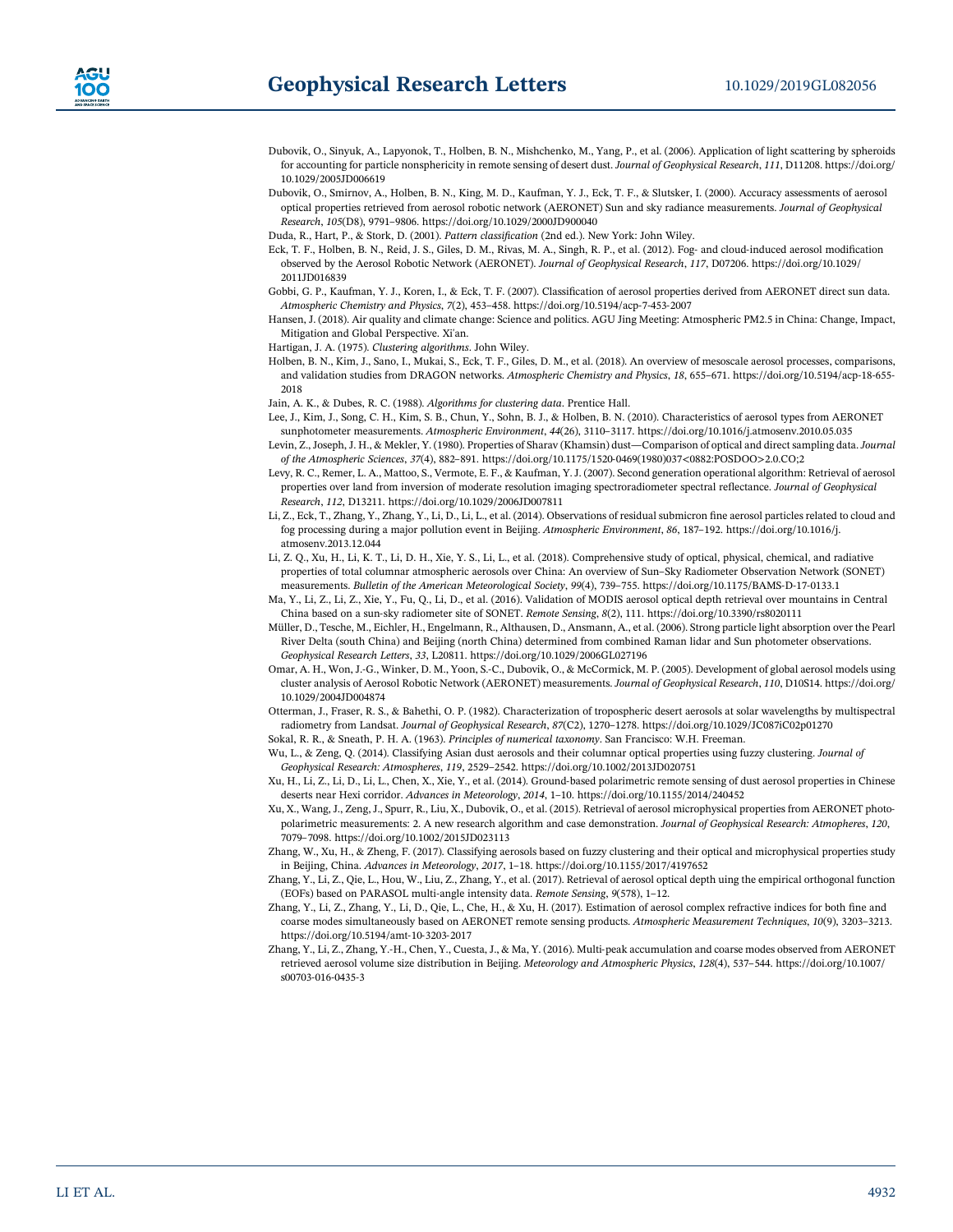Dubovik, O., Sinyuk, A., Lapyonok, T., Holben, B. N., Mishchenko, M., Yang, P., et al. (2006). Application of light scattering by spheroids for accounting for particle nonsphericity in remote sensing of desert dust. *Journal of Geophysical Research*, *111*, D11208. https://doi.org/10.1029/2005JD006619

Dubovik, O., Smirnov, A., Holben, B. N., King, M. D., Kaufman, Y. J., Eck, T. F., & Slutsker, I. (2000). Accuracy assessments of aerosol optical properties retrieved from aerosol robotic network (AERONET) Sun and sky radiance measurements. *Journal of Geophysical Research*, *105*(D8), 9791–9806. https://doi.org/10.1029/2000JD900040

Duda, R., Hart, P., & Stork, D. (2001). *Pattern classification* (2nd ed.). New York: John Wiley.

Eck, T. F., Holben, B. N., Reid, J. S., Giles, D. M., Rivas, M. A., Singh, R. P., et al. (2012). Fog- and cloud-induced aerosol modification observed by the Aerosol Robotic Network (AERONET). *Journal of Geophysical Research*, *117*, D07206. https://doi.org/10.1029/2011JD016839

Gobbi, G. P., Kaufman, Y. J., Koren, I., & Eck, T. F. (2007). Classification of aerosol properties derived from AERONET direct sun data. *Atmospheric Chemistry and Physics*, *7*(2), 453–458. https://doi.org/10.5194/acp-7-453-2007

Hansen, J. (2018). Air quality and climate change: Science and politics. AGU Jing Meeting: Atmospheric PM2.5 in China: Change, Impact, Mitigation and Global Perspective. Xi'an.

Hartigan, J. A. (1975). *Clustering algorithms*. John Wiley.

Holben, B. N., Kim, J., Sano, I., Mukai, S., Eck, T. F., Giles, D. M., et al. (2018). An overview of mesoscale aerosol processes, comparisons, and validation studies from DRAGON networks. *Atmospheric Chemistry and Physics*, *18*, 655–671. https://doi.org/10.5194/acp-18-655-2018

Jain, A. K., & Dubes, R. C. (1988). *Algorithms for clustering data*. Prentice Hall.

Lee, J., Kim, J., Song, C. H., Kim, S. B., Chun, Y., Sohn, B. J., & Holben, B. N. (2010). Characteristics of aerosol types from AERONET sunphotometer measurements. *Atmospheric Environment*, *44*(26), 3110–3117. https://doi.org/10.1016/j.atmosenv.2010.05.035

Levin, Z., Joseph, J. H., & Mekler, Y. (1980). Properties of Sharav (Khamsin) dust—Comparison of optical and direct sampling data. *Journal of the Atmospheric Sciences*, *37*(4), 882–891. https://doi.org/10.1175/1520-0469(1980)037<0882:POSDOO>2.0.CO;2

Levy, R. C., Remer, L. A., Mattoo, S., Vermote, E. F., & Kaufman, Y. J. (2007). Second generation operational algorithm: Retrieval of aerosol properties over land from inversion of moderate resolution imaging spectroradiometer spectral reflectance. *Journal of Geophysical Research*, *112*, D13211. https://doi.org/10.1029/2006JD007811

Li, Z., Eck, T., Zhang, Y., Zhang, Y., Li, D., Li, L., et al. (2014). Observations of residual submicron fine aerosol particles related to cloud and fog processing during a major pollution event in Beijing. *Atmospheric Environment*, *86*, 187–192. https://doi.org/10.1016/j.atmosenv.2013.12.044

Li, Z. Q., Xu, H., Li, K. T., Li, D. H., Xie, Y. S., Li, L., et al. (2018). Comprehensive study of optical, physical, chemical, and radiative properties of total columnar atmospheric aerosols over China: An overview of Sun–Sky Radiometer Observation Network (SONET) measurements. *Bulletin of the American Meteorological Society*, *99*(4), 739–755. https://doi.org/10.1175/BAMS-D-17-0133.1

Ma, Y., Li, Z., Li, Z., Xie, Y., Fu, Q., Li, D., et al. (2016). Validation of MODIS aerosol optical depth retrieval over mountains in Central China based on a sun-sky radiometer site of SONET. *Remote Sensing*, *8*(2), 111. https://doi.org/10.3390/rs8020111

Müller, D., Tesche, M., Eichler, H., Engelmann, R., Althausen, D., Ansmann, A., et al. (2006). Strong particle light absorption over the Pearl River Delta (south China) and Beijing (north China) determined from combined Raman lidar and Sun photometer observations. *Geophysical Research Letters*, *33*, L20811. https://doi.org/10.1029/2006GL027196

Omar, A. H., Won, J.-G., Winker, D. M., Yoon, S.-C., Dubovik, O., & McCormick, M. P. (2005). Development of global aerosol models using cluster analysis of Aerosol Robotic Network (AERONET) measurements. *Journal of Geophysical Research*, *110*, D10S14. https://doi.org/10.1029/2004JD004874

Otterman, J., Fraser, R. S., & Bahethi, O. P. (1982). Characterization of tropospheric desert aerosols at solar wavelengths by multispectral radiometry from Landsat. *Journal of Geophysical Research*, *87*(C2), 1270–1278. https://doi.org/10.1029/JC087iC02p01270

Sokal, R. R., & Sneath, P. H. A. (1963). *Principles of numerical taxonomy*. San Francisco: W.H. Freeman.

Wu, L., & Zeng, Q. (2014). Classifying Asian dust aerosols and their columnar optical properties using fuzzy clustering. *Journal of Geophysical Research: Atmospheres*, *119*, 2529–2542. https://doi.org/10.1002/2013JD020751

Xu, H., Li, Z., Li, D., Li, L., Chen, X., Xie, Y., et al. (2014). Ground-based polarimetric remote sensing of dust aerosol properties in Chinese deserts near Hexi corridor. *Advances in Meteorology*, *2014*, 1–10. https://doi.org/10.1155/2014/240452

Xu, X., Wang, J., Zeng, J., Spurr, R., Liu, X., Dubovik, O., et al. (2015). Retrieval of aerosol microphysical properties from AERONET photo-polarimetric measurements: 2. A new research algorithm and case demonstration. *Journal of Geophysical Research: Atmopheres*, *120*, 7079–7098. https://doi.org/10.1002/2015JD023113

Zhang, W., Xu, H., & Zheng, F. (2017). Classifying aerosols based on fuzzy clustering and their optical and microphysical properties study in Beijing, China. *Advances in Meteorology*, *2017*, 1–18. https://doi.org/10.1155/2017/4197652

Zhang, Y., Li, Z., Qie, L., Hou, W., Liu, Z., Zhang, Y., et al. (2017). Retrieval of aerosol optical depth using the empirical orthogonal function (EOFs) based on PARASOL multi-angle intensity data. *Remote Sensing*, *9*(578), 1–12.

Zhang, Y., Li, Z., Zhang, Y., Li, D., Qie, L., Che, H., & Xu, H. (2017). Estimation of aerosol complex refractive indices for both fine and coarse modes simultaneously based on AERONET remote sensing products. *Atmospheric Measurement Techniques*, *10*(9), 3203–3213. https://doi.org/10.5194/amt-10-3203-2017

Zhang, Y., Li, Z., Zhang, Y.-H., Chen, Y., Cuesta, J., & Ma, Y. (2016). Multi-peak accumulation and coarse modes observed from AERONET retrieved aerosol volume size distribution in Beijing. *Meteorology and Atmospheric Physics*, *128*(4), 537–544. https://doi.org/10.1007/s00703-016-0435-3